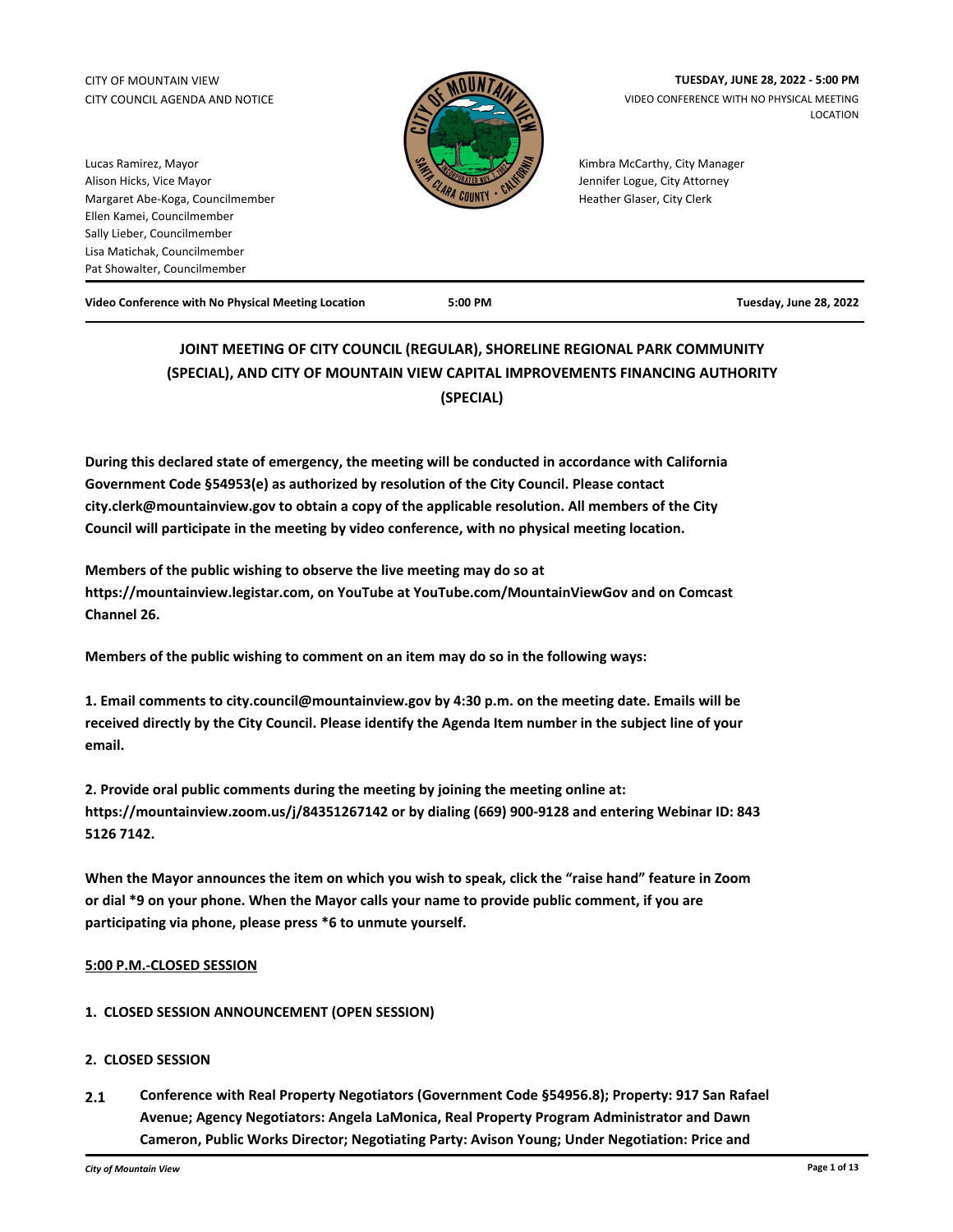CITY OF MOUNTAIN VIEW
CITY COUNCIL AGENDA AND NOTICE

**TUESDAY, JUNE 28, 2022 - 5:00 PM**
VIDEO CONFERENCE WITH NO PHYSICAL MEETING LOCATION

Lucas Ramirez, Mayor
Alison Hicks, Vice Mayor
Margaret Abe-Koga, Councilmember
Ellen Kamei, Councilmember
Sally Lieber, Councilmember
Lisa Matichak, Councilmember
Pat Showalter, Councilmember

Kimbra McCarthy, City Manager
Jennifer Logue, City Attorney
Heather Glaser, City Clerk

**Video Conference with No Physical Meeting Location** | **5:00 PM** | **Tuesday, June 28, 2022**

## JOINT MEETING OF CITY COUNCIL (REGULAR), SHORELINE REGIONAL PARK COMMUNITY (SPECIAL), AND CITY OF MOUNTAIN VIEW CAPITAL IMPROVEMENTS FINANCING AUTHORITY (SPECIAL)

**During this declared state of emergency, the meeting will be conducted in accordance with California Government Code §54953(e) as authorized by resolution of the City Council. Please contact city.clerk@mountainview.gov to obtain a copy of the applicable resolution. All members of the City Council will participate in the meeting by video conference, with no physical meeting location.**

**Members of the public wishing to observe the live meeting may do so at https://mountainview.legistar.com, on YouTube at YouTube.com/MountainViewGov and on Comcast Channel 26.**

**Members of the public wishing to comment on an item may do so in the following ways:**

**1. Email comments to city.council@mountainview.gov by 4:30 p.m. on the meeting date. Emails will be received directly by the City Council. Please identify the Agenda Item number in the subject line of your email.**

**2. Provide oral public comments during the meeting by joining the meeting online at: https://mountainview.zoom.us/j/84351267142 or by dialing (669) 900-9128 and entering Webinar ID: 843 5126 7142.**

**When the Mayor announces the item on which you wish to speak, click the "raise hand" feature in Zoom or dial *9 on your phone. When the Mayor calls your name to provide public comment, if you are participating via phone, please press *6 to unmute yourself.**

**5:00 P.M.-CLOSED SESSION**

### 1. CLOSED SESSION ANNOUNCEMENT (OPEN SESSION)

### 2. CLOSED SESSION

**2.1 Conference with Real Property Negotiators (Government Code §54956.8); Property: 917 San Rafael Avenue; Agency Negotiators: Angela LaMonica, Real Property Program Administrator and Dawn Cameron, Public Works Director; Negotiating Party: Avison Young; Under Negotiation: Price and**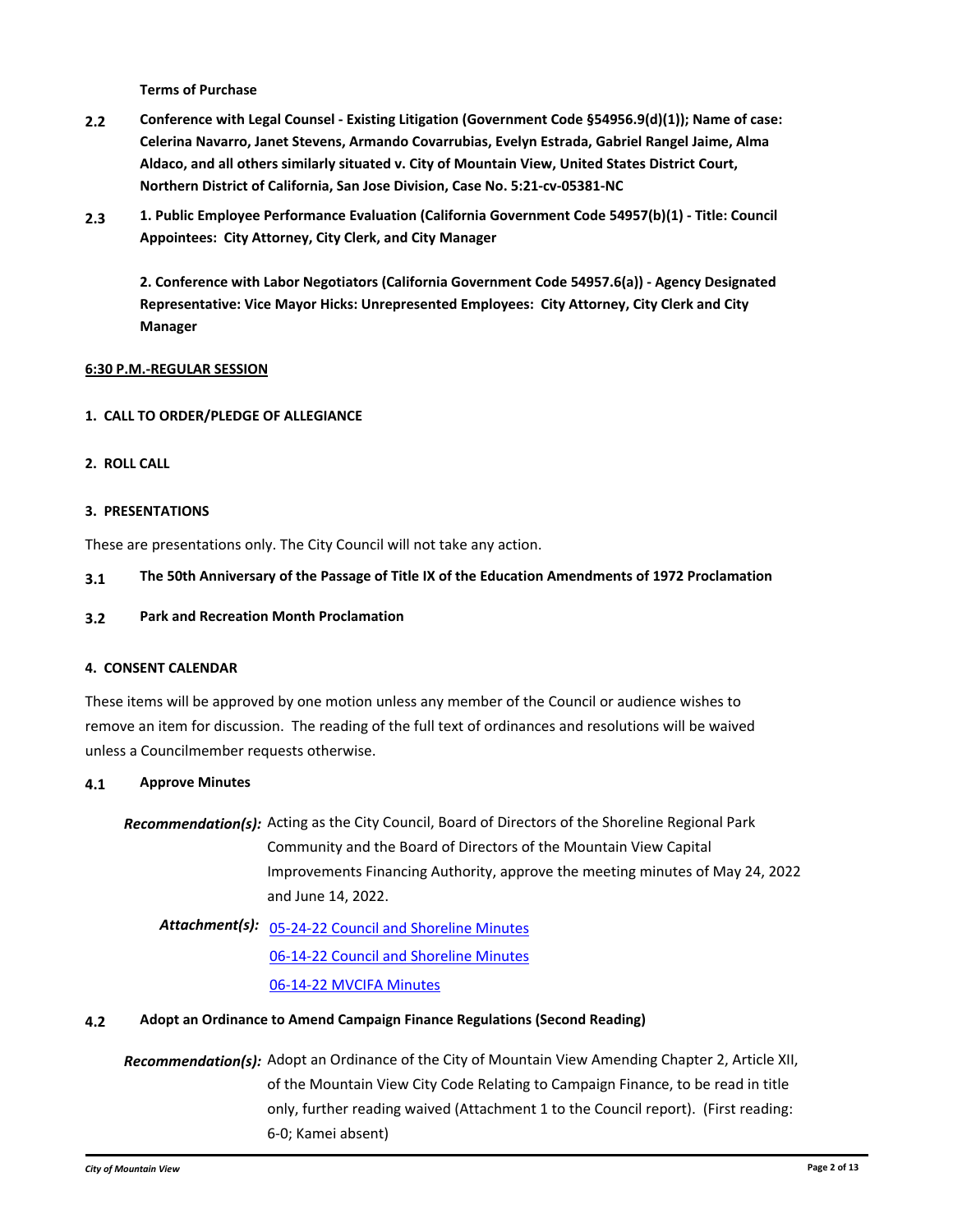**Terms of Purchase**

**2.2 Conference with Legal Counsel - Existing Litigation (Government Code §54956.9(d)(1)); Name of case: Celerina Navarro, Janet Stevens, Armando Covarrubias, Evelyn Estrada, Gabriel Rangel Jaime, Alma Aldaco, and all others similarly situated v. City of Mountain View, United States District Court, Northern District of California, San Jose Division, Case No. 5:21-cv-05381-NC**

**2.3 1. Public Employee Performance Evaluation (California Government Code 54957(b)(1) - Title: Council Appointees: City Attorney, City Clerk, and City Manager**

**2. Conference with Labor Negotiators (California Government Code 54957.6(a)) - Agency Designated Representative: Vice Mayor Hicks: Unrepresented Employees: City Attorney, City Clerk and City Manager**

## 6:30 P.M.-REGULAR SESSION

### 1. CALL TO ORDER/PLEDGE OF ALLEGIANCE

### 2. ROLL CALL

### 3. PRESENTATIONS

These are presentations only. The City Council will not take any action.

**3.1 The 50th Anniversary of the Passage of Title IX of the Education Amendments of 1972 Proclamation**

**3.2 Park and Recreation Month Proclamation**

### 4. CONSENT CALENDAR

These items will be approved by one motion unless any member of the Council or audience wishes to remove an item for discussion. The reading of the full text of ordinances and resolutions will be waived unless a Councilmember requests otherwise.

**4.1 Approve Minutes**

***Recommendation(s):*** Acting as the City Council, Board of Directors of the Shoreline Regional Park Community and the Board of Directors of the Mountain View Capital Improvements Financing Authority, approve the meeting minutes of May 24, 2022 and June 14, 2022.

***Attachment(s):*** 05-24-22 Council and Shoreline Minutes
06-14-22 Council and Shoreline Minutes
06-14-22 MVCIFA Minutes

**4.2 Adopt an Ordinance to Amend Campaign Finance Regulations (Second Reading)**

***Recommendation(s):*** Adopt an Ordinance of the City of Mountain View Amending Chapter 2, Article XII, of the Mountain View City Code Relating to Campaign Finance, to be read in title only, further reading waived (Attachment 1 to the Council report). (First reading: 6-0; Kamei absent)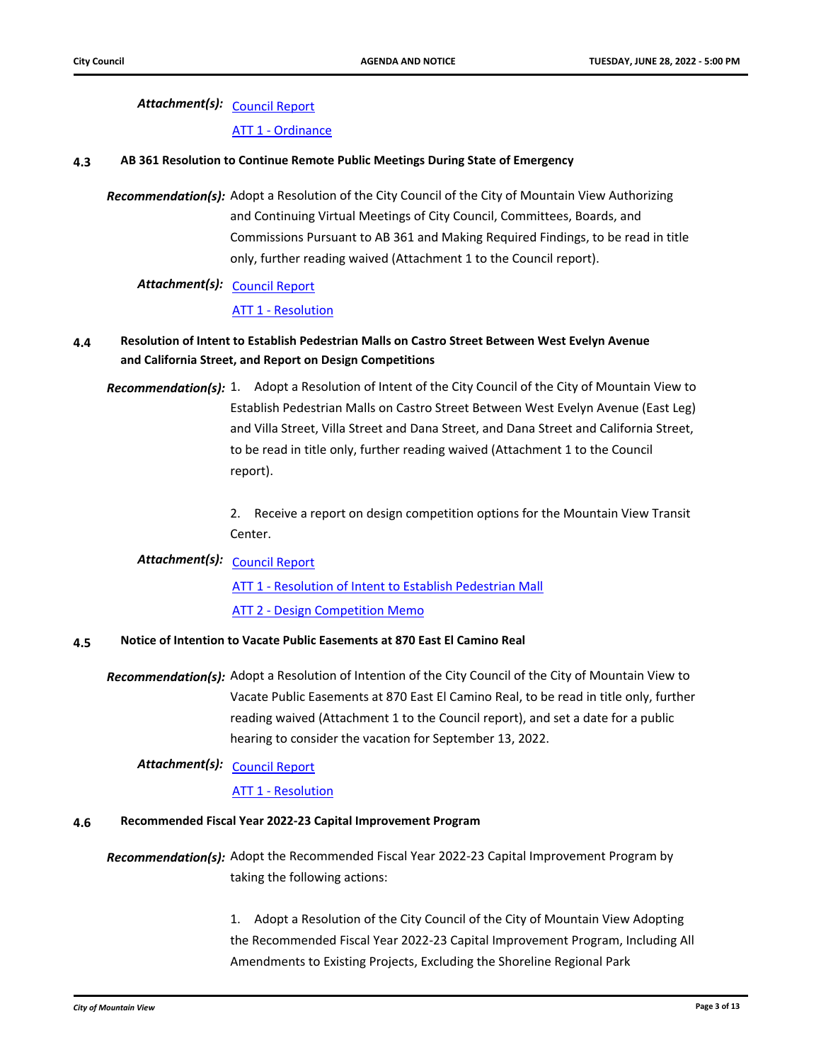***Attachment(s):*** Council Report

ATT 1 - Ordinance

**4.3 AB 361 Resolution to Continue Remote Public Meetings During State of Emergency**

***Recommendation(s):*** Adopt a Resolution of the City Council of the City of Mountain View Authorizing and Continuing Virtual Meetings of City Council, Committees, Boards, and Commissions Pursuant to AB 361 and Making Required Findings, to be read in title only, further reading waived (Attachment 1 to the Council report).

***Attachment(s):*** Council Report

ATT 1 - Resolution

**4.4 Resolution of Intent to Establish Pedestrian Malls on Castro Street Between West Evelyn Avenue and California Street, and Report on Design Competitions**

***Recommendation(s):***

1. Adopt a Resolution of Intent of the City Council of the City of Mountain View to Establish Pedestrian Malls on Castro Street Between West Evelyn Avenue (East Leg) and Villa Street, Villa Street and Dana Street, and Dana Street and California Street, to be read in title only, further reading waived (Attachment 1 to the Council report).

2. Receive a report on design competition options for the Mountain View Transit Center.

***Attachment(s):*** Council Report

ATT 1 - Resolution of Intent to Establish Pedestrian Mall

ATT 2 - Design Competition Memo

**4.5 Notice of Intention to Vacate Public Easements at 870 East El Camino Real**

***Recommendation(s):*** Adopt a Resolution of Intention of the City Council of the City of Mountain View to Vacate Public Easements at 870 East El Camino Real, to be read in title only, further reading waived (Attachment 1 to the Council report), and set a date for a public hearing to consider the vacation for September 13, 2022.

***Attachment(s):*** Council Report

ATT 1 - Resolution

**4.6 Recommended Fiscal Year 2022-23 Capital Improvement Program**

***Recommendation(s):*** Adopt the Recommended Fiscal Year 2022-23 Capital Improvement Program by taking the following actions:

1. Adopt a Resolution of the City Council of the City of Mountain View Adopting the Recommended Fiscal Year 2022-23 Capital Improvement Program, Including All Amendments to Existing Projects, Excluding the Shoreline Regional Park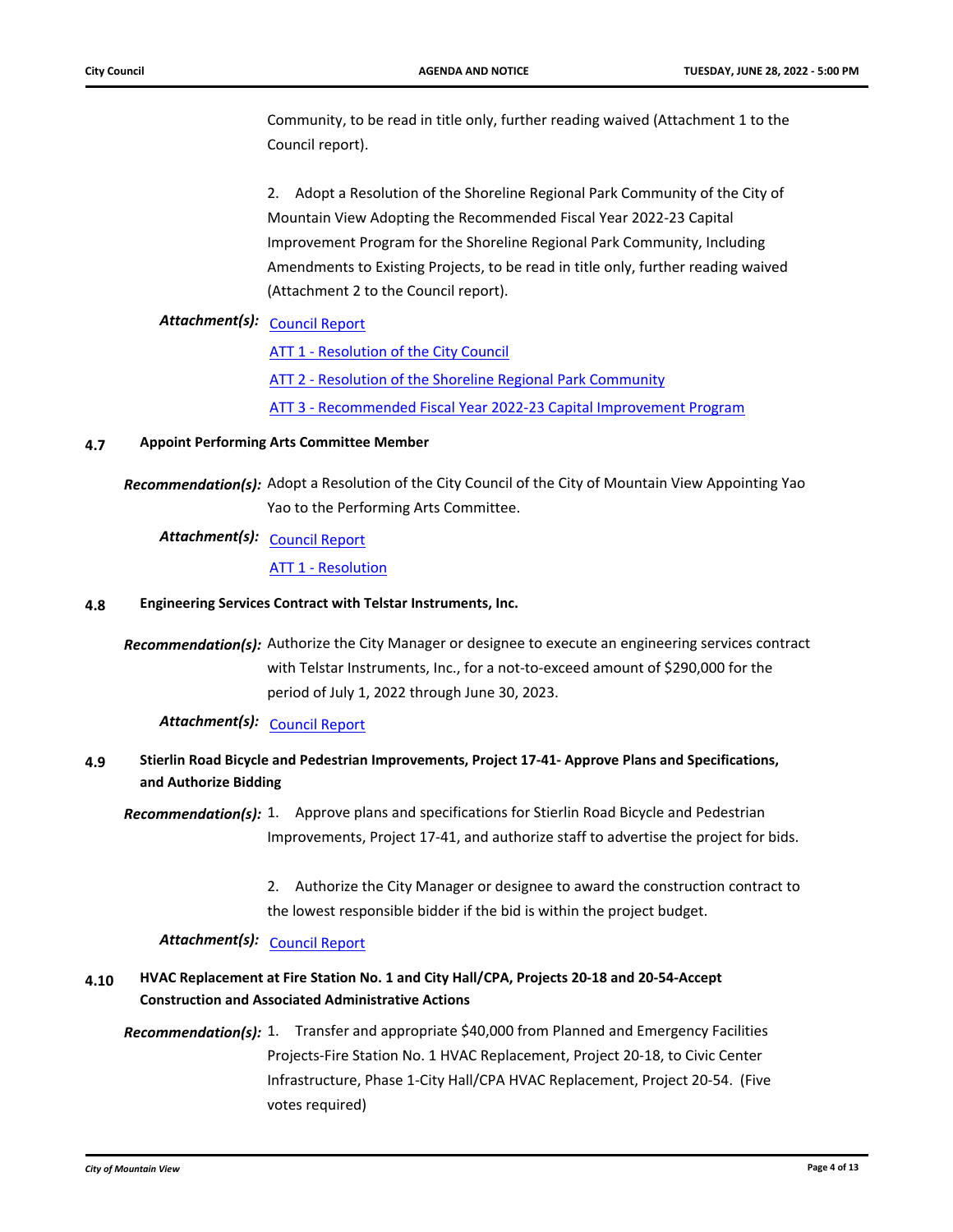Community, to be read in title only, further reading waived (Attachment 1 to the Council report).

2. Adopt a Resolution of the Shoreline Regional Park Community of the City of Mountain View Adopting the Recommended Fiscal Year 2022-23 Capital Improvement Program for the Shoreline Regional Park Community, Including Amendments to Existing Projects, to be read in title only, further reading waived (Attachment 2 to the Council report).

***Attachment(s):*** Council Report

ATT 1 - Resolution of the City Council

ATT 2 - Resolution of the Shoreline Regional Park Community

ATT 3 - Recommended Fiscal Year 2022-23 Capital Improvement Program

**4.7 Appoint Performing Arts Committee Member**

***Recommendation(s):*** Adopt a Resolution of the City Council of the City of Mountain View Appointing Yao Yao to the Performing Arts Committee.

***Attachment(s):*** Council Report

ATT 1 - Resolution

**4.8 Engineering Services Contract with Telstar Instruments, Inc.**

***Recommendation(s):*** Authorize the City Manager or designee to execute an engineering services contract with Telstar Instruments, Inc., for a not-to-exceed amount of $290,000 for the period of July 1, 2022 through June 30, 2023.

***Attachment(s):*** Council Report

**4.9 Stierlin Road Bicycle and Pedestrian Improvements, Project 17-41- Approve Plans and Specifications, and Authorize Bidding**

***Recommendation(s):*** 1. Approve plans and specifications for Stierlin Road Bicycle and Pedestrian Improvements, Project 17-41, and authorize staff to advertise the project for bids.

2. Authorize the City Manager or designee to award the construction contract to the lowest responsible bidder if the bid is within the project budget.

***Attachment(s):*** Council Report

**4.10 HVAC Replacement at Fire Station No. 1 and City Hall/CPA, Projects 20-18 and 20-54-Accept Construction and Associated Administrative Actions**

***Recommendation(s):*** 1. Transfer and appropriate $40,000 from Planned and Emergency Facilities Projects-Fire Station No. 1 HVAC Replacement, Project 20-18, to Civic Center Infrastructure, Phase 1-City Hall/CPA HVAC Replacement, Project 20-54. (Five votes required)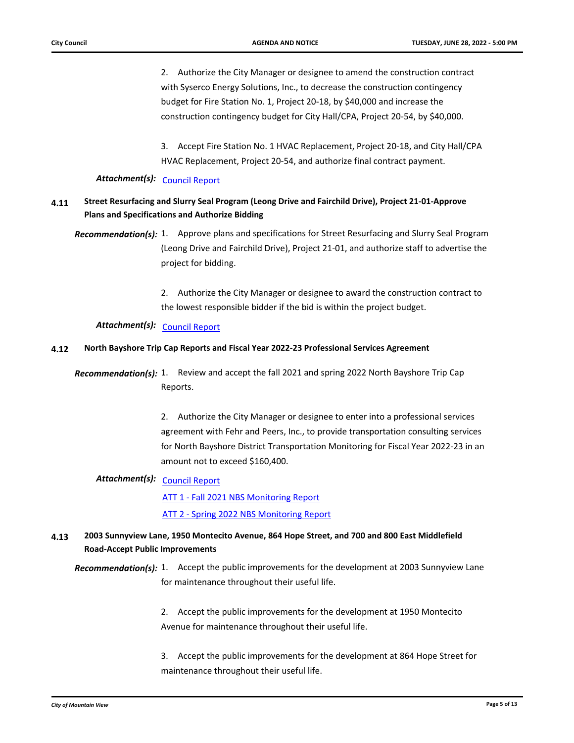2. Authorize the City Manager or designee to amend the construction contract with Syserco Energy Solutions, Inc., to decrease the construction contingency budget for Fire Station No. 1, Project 20-18, by $40,000 and increase the construction contingency budget for City Hall/CPA, Project 20-54, by $40,000.

3. Accept Fire Station No. 1 HVAC Replacement, Project 20-18, and City Hall/CPA HVAC Replacement, Project 20-54, and authorize final contract payment.

***Attachment(s):*** Council Report

### 4.11 Street Resurfacing and Slurry Seal Program (Leong Drive and Fairchild Drive), Project 21-01-Approve Plans and Specifications and Authorize Bidding

***Recommendation(s):*** 1. Approve plans and specifications for Street Resurfacing and Slurry Seal Program (Leong Drive and Fairchild Drive), Project 21-01, and authorize staff to advertise the project for bidding.

2. Authorize the City Manager or designee to award the construction contract to the lowest responsible bidder if the bid is within the project budget.

***Attachment(s):*** Council Report

### 4.12 North Bayshore Trip Cap Reports and Fiscal Year 2022-23 Professional Services Agreement

***Recommendation(s):*** 1. Review and accept the fall 2021 and spring 2022 North Bayshore Trip Cap Reports.

2. Authorize the City Manager or designee to enter into a professional services agreement with Fehr and Peers, Inc., to provide transportation consulting services for North Bayshore District Transportation Monitoring for Fiscal Year 2022-23 in an amount not to exceed $160,400.

***Attachment(s):*** Council Report

ATT 1 - Fall 2021 NBS Monitoring Report

ATT 2 - Spring 2022 NBS Monitoring Report

### 4.13 2003 Sunnyview Lane, 1950 Montecito Avenue, 864 Hope Street, and 700 and 800 East Middlefield Road-Accept Public Improvements

***Recommendation(s):*** 1. Accept the public improvements for the development at 2003 Sunnyview Lane for maintenance throughout their useful life.

2. Accept the public improvements for the development at 1950 Montecito Avenue for maintenance throughout their useful life.

3. Accept the public improvements for the development at 864 Hope Street for maintenance throughout their useful life.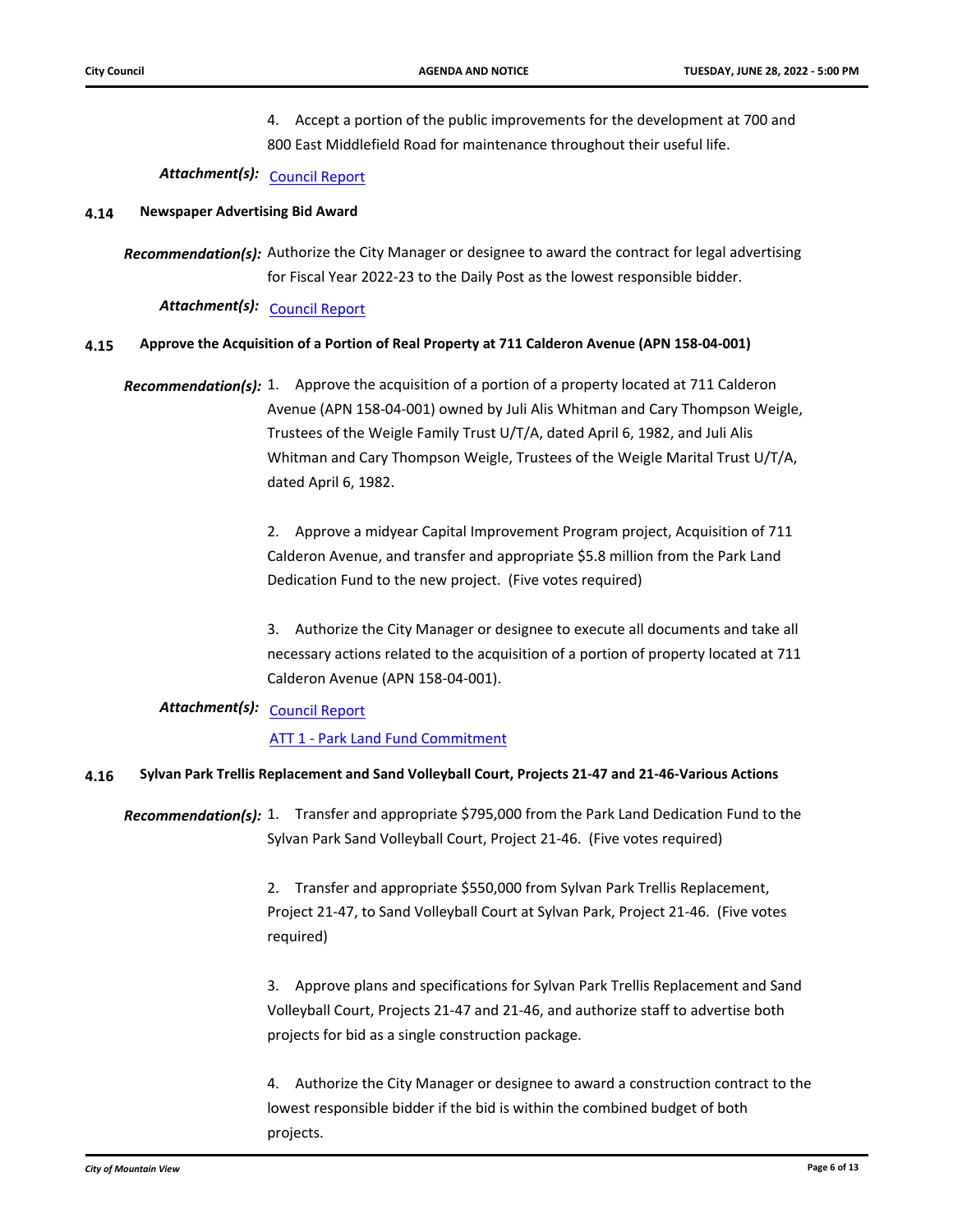4. Accept a portion of the public improvements for the development at 700 and 800 East Middlefield Road for maintenance throughout their useful life.

***Attachment(s):*** Council Report

### 4.14 Newspaper Advertising Bid Award

***Recommendation(s):*** Authorize the City Manager or designee to award the contract for legal advertising for Fiscal Year 2022-23 to the Daily Post as the lowest responsible bidder.

***Attachment(s):*** Council Report

### 4.15 Approve the Acquisition of a Portion of Real Property at 711 Calderon Avenue (APN 158-04-001)

***Recommendation(s):***

1. Approve the acquisition of a portion of a property located at 711 Calderon Avenue (APN 158-04-001) owned by Juli Alis Whitman and Cary Thompson Weigle, Trustees of the Weigle Family Trust U/T/A, dated April 6, 1982, and Juli Alis Whitman and Cary Thompson Weigle, Trustees of the Weigle Marital Trust U/T/A, dated April 6, 1982.

2. Approve a midyear Capital Improvement Program project, Acquisition of 711 Calderon Avenue, and transfer and appropriate $5.8 million from the Park Land Dedication Fund to the new project. (Five votes required)

3. Authorize the City Manager or designee to execute all documents and take all necessary actions related to the acquisition of a portion of property located at 711 Calderon Avenue (APN 158-04-001).

***Attachment(s):*** Council Report

ATT 1 - Park Land Fund Commitment

### 4.16 Sylvan Park Trellis Replacement and Sand Volleyball Court, Projects 21-47 and 21-46-Various Actions

***Recommendation(s):***

1. Transfer and appropriate $795,000 from the Park Land Dedication Fund to the Sylvan Park Sand Volleyball Court, Project 21-46. (Five votes required)

2. Transfer and appropriate $550,000 from Sylvan Park Trellis Replacement, Project 21-47, to Sand Volleyball Court at Sylvan Park, Project 21-46. (Five votes required)

3. Approve plans and specifications for Sylvan Park Trellis Replacement and Sand Volleyball Court, Projects 21-47 and 21-46, and authorize staff to advertise both projects for bid as a single construction package.

4. Authorize the City Manager or designee to award a construction contract to the lowest responsible bidder if the bid is within the combined budget of both projects.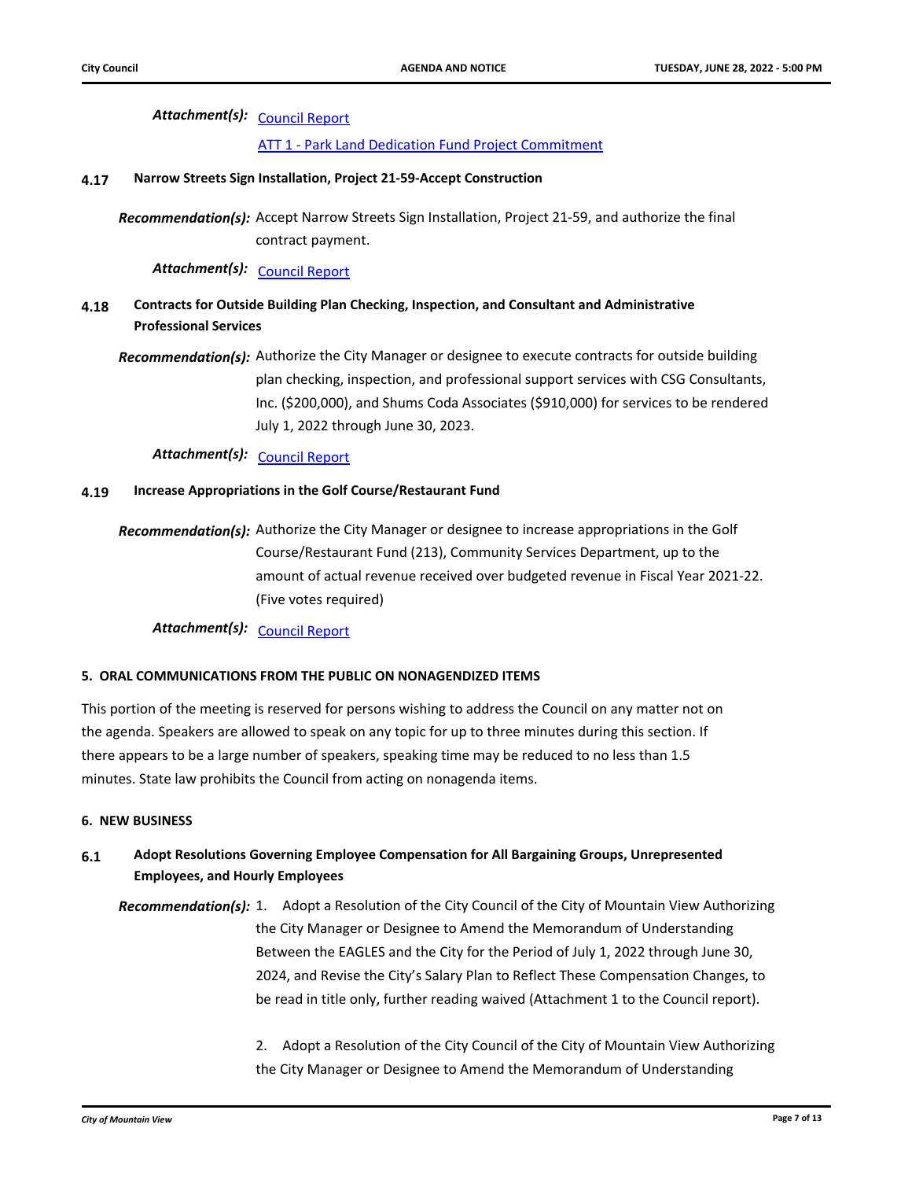***Attachment(s):*** Council Report

ATT 1 - Park Land Dedication Fund Project Commitment

**4.17 Narrow Streets Sign Installation, Project 21-59-Accept Construction**

***Recommendation(s):*** Accept Narrow Streets Sign Installation, Project 21-59, and authorize the final contract payment.

***Attachment(s):*** Council Report

**4.18 Contracts for Outside Building Plan Checking, Inspection, and Consultant and Administrative Professional Services**

***Recommendation(s):*** Authorize the City Manager or designee to execute contracts for outside building plan checking, inspection, and professional support services with CSG Consultants, Inc. ($200,000), and Shums Coda Associates ($910,000) for services to be rendered July 1, 2022 through June 30, 2023.

***Attachment(s):*** Council Report

**4.19 Increase Appropriations in the Golf Course/Restaurant Fund**

***Recommendation(s):*** Authorize the City Manager or designee to increase appropriations in the Golf Course/Restaurant Fund (213), Community Services Department, up to the amount of actual revenue received over budgeted revenue in Fiscal Year 2021-22. (Five votes required)

***Attachment(s):*** Council Report

## 5. ORAL COMMUNICATIONS FROM THE PUBLIC ON NONAGENDIZED ITEMS

This portion of the meeting is reserved for persons wishing to address the Council on any matter not on the agenda. Speakers are allowed to speak on any topic for up to three minutes during this section. If there appears to be a large number of speakers, speaking time may be reduced to no less than 1.5 minutes. State law prohibits the Council from acting on nonagenda items.

## 6. NEW BUSINESS

**6.1 Adopt Resolutions Governing Employee Compensation for All Bargaining Groups, Unrepresented Employees, and Hourly Employees**

***Recommendation(s):***

1. Adopt a Resolution of the City Council of the City of Mountain View Authorizing the City Manager or Designee to Amend the Memorandum of Understanding Between the EAGLES and the City for the Period of July 1, 2022 through June 30, 2024, and Revise the City's Salary Plan to Reflect These Compensation Changes, to be read in title only, further reading waived (Attachment 1 to the Council report).

2. Adopt a Resolution of the City Council of the City of Mountain View Authorizing the City Manager or Designee to Amend the Memorandum of Understanding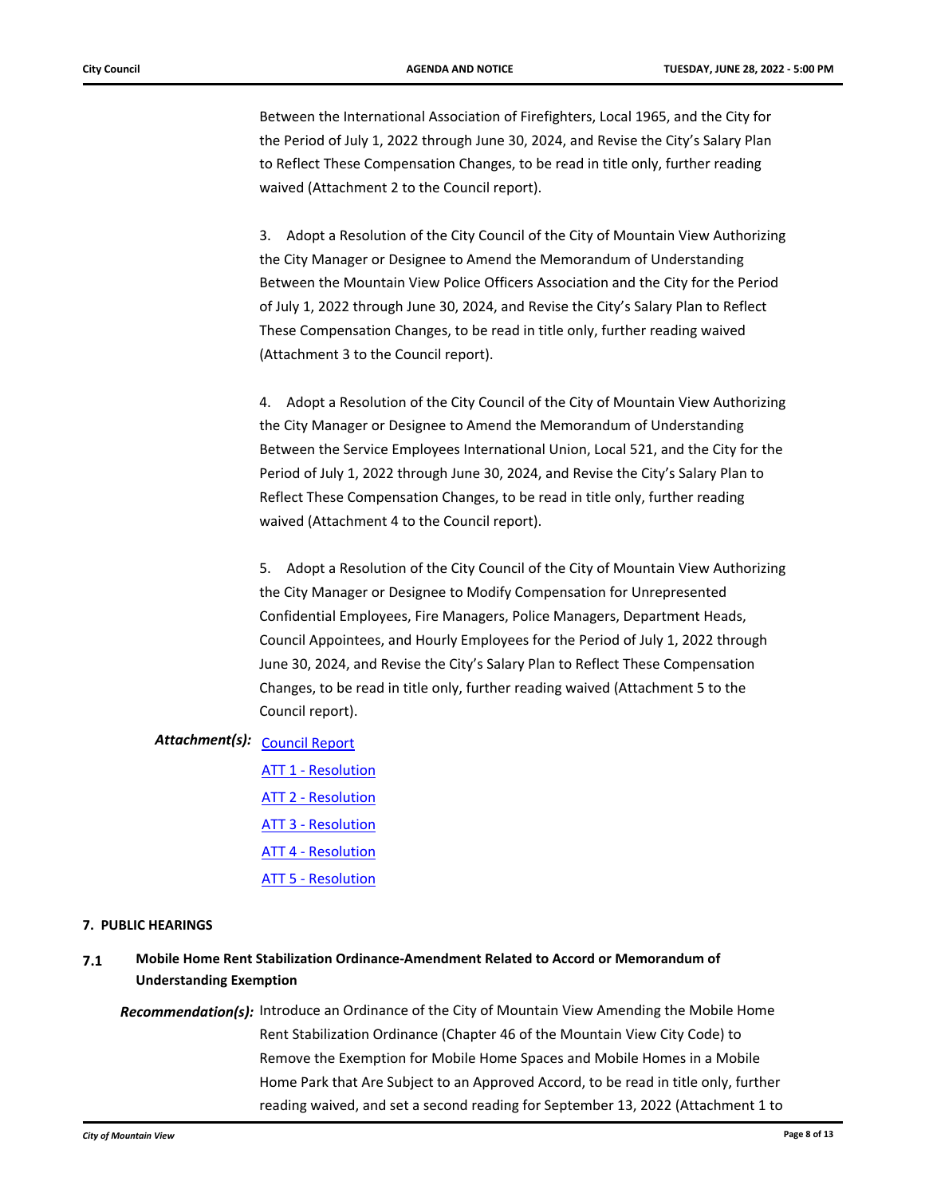Between the International Association of Firefighters, Local 1965, and the City for the Period of July 1, 2022 through June 30, 2024, and Revise the City's Salary Plan to Reflect These Compensation Changes, to be read in title only, further reading waived (Attachment 2 to the Council report).

3. Adopt a Resolution of the City Council of the City of Mountain View Authorizing the City Manager or Designee to Amend the Memorandum of Understanding Between the Mountain View Police Officers Association and the City for the Period of July 1, 2022 through June 30, 2024, and Revise the City's Salary Plan to Reflect These Compensation Changes, to be read in title only, further reading waived (Attachment 3 to the Council report).

4. Adopt a Resolution of the City Council of the City of Mountain View Authorizing the City Manager or Designee to Amend the Memorandum of Understanding Between the Service Employees International Union, Local 521, and the City for the Period of July 1, 2022 through June 30, 2024, and Revise the City's Salary Plan to Reflect These Compensation Changes, to be read in title only, further reading waived (Attachment 4 to the Council report).

5. Adopt a Resolution of the City Council of the City of Mountain View Authorizing the City Manager or Designee to Modify Compensation for Unrepresented Confidential Employees, Fire Managers, Police Managers, Department Heads, Council Appointees, and Hourly Employees for the Period of July 1, 2022 through June 30, 2024, and Revise the City's Salary Plan to Reflect These Compensation Changes, to be read in title only, further reading waived (Attachment 5 to the Council report).

***Attachment(s):*** Council Report
ATT 1 - Resolution
ATT 2 - Resolution
ATT 3 - Resolution
ATT 4 - Resolution
ATT 5 - Resolution

## 7. PUBLIC HEARINGS

### 7.1 Mobile Home Rent Stabilization Ordinance-Amendment Related to Accord or Memorandum of Understanding Exemption

***Recommendation(s):*** Introduce an Ordinance of the City of Mountain View Amending the Mobile Home Rent Stabilization Ordinance (Chapter 46 of the Mountain View City Code) to Remove the Exemption for Mobile Home Spaces and Mobile Homes in a Mobile Home Park that Are Subject to an Approved Accord, to be read in title only, further reading waived, and set a second reading for September 13, 2022 (Attachment 1 to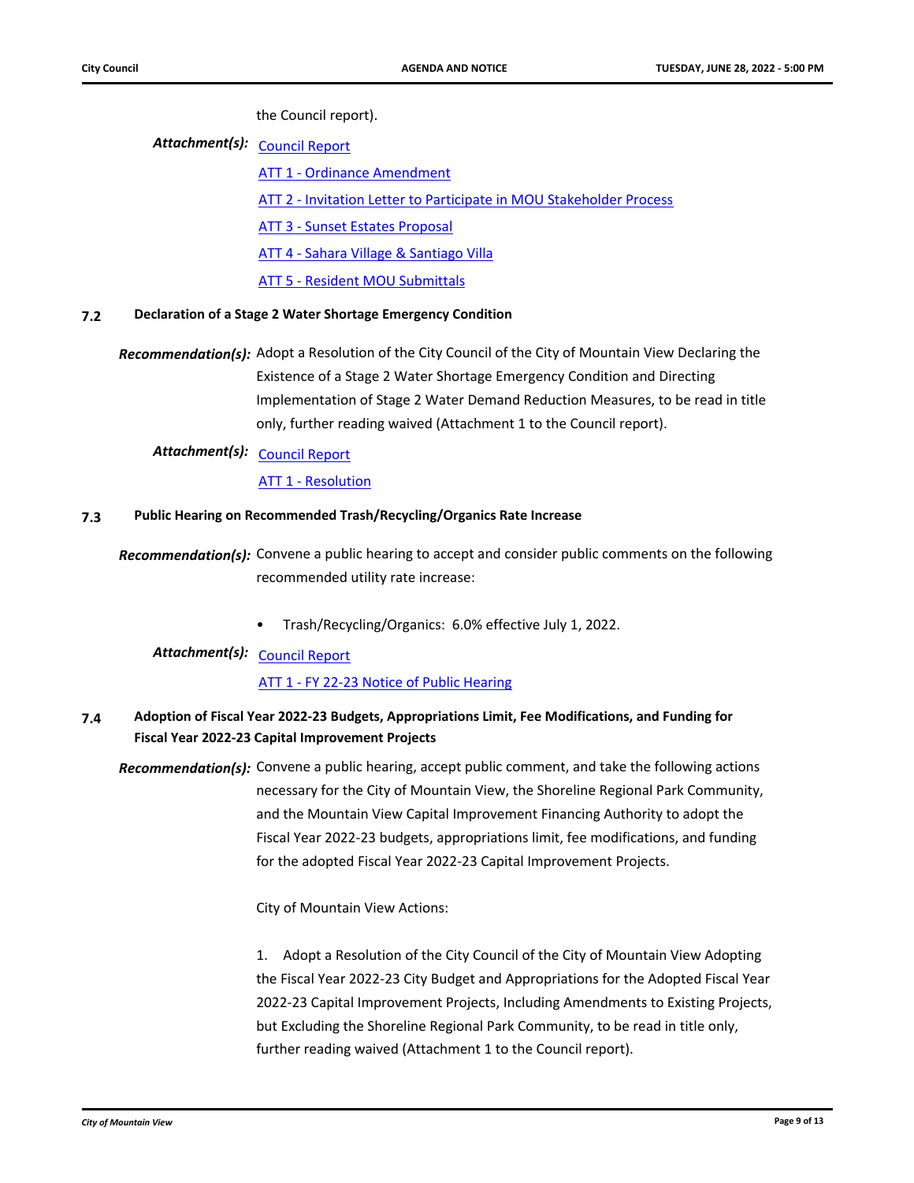the Council report).

***Attachment(s):*** Council Report

ATT 1 - Ordinance Amendment

ATT 2 - Invitation Letter to Participate in MOU Stakeholder Process

ATT 3 - Sunset Estates Proposal

ATT 4 - Sahara Village & Santiago Villa

ATT 5 - Resident MOU Submittals

### 7.2 Declaration of a Stage 2 Water Shortage Emergency Condition

***Recommendation(s):*** Adopt a Resolution of the City Council of the City of Mountain View Declaring the Existence of a Stage 2 Water Shortage Emergency Condition and Directing Implementation of Stage 2 Water Demand Reduction Measures, to be read in title only, further reading waived (Attachment 1 to the Council report).

***Attachment(s):*** Council Report

ATT 1 - Resolution

### 7.3 Public Hearing on Recommended Trash/Recycling/Organics Rate Increase

***Recommendation(s):*** Convene a public hearing to accept and consider public comments on the following recommended utility rate increase:

- Trash/Recycling/Organics: 6.0% effective July 1, 2022.

***Attachment(s):*** Council Report

ATT 1 - FY 22-23 Notice of Public Hearing

### 7.4 Adoption of Fiscal Year 2022-23 Budgets, Appropriations Limit, Fee Modifications, and Funding for Fiscal Year 2022-23 Capital Improvement Projects

***Recommendation(s):*** Convene a public hearing, accept public comment, and take the following actions necessary for the City of Mountain View, the Shoreline Regional Park Community, and the Mountain View Capital Improvement Financing Authority to adopt the Fiscal Year 2022-23 budgets, appropriations limit, fee modifications, and funding for the adopted Fiscal Year 2022-23 Capital Improvement Projects.

City of Mountain View Actions:

1. Adopt a Resolution of the City Council of the City of Mountain View Adopting the Fiscal Year 2022-23 City Budget and Appropriations for the Adopted Fiscal Year 2022-23 Capital Improvement Projects, Including Amendments to Existing Projects, but Excluding the Shoreline Regional Park Community, to be read in title only, further reading waived (Attachment 1 to the Council report).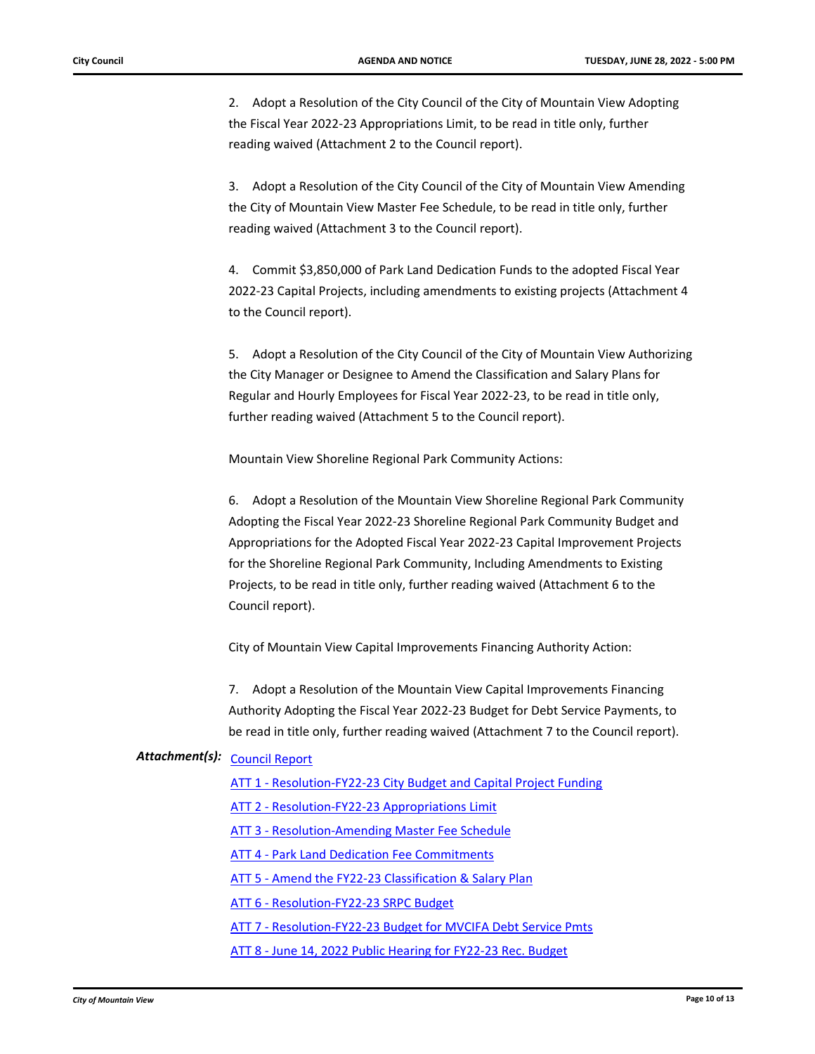2. Adopt a Resolution of the City Council of the City of Mountain View Adopting the Fiscal Year 2022-23 Appropriations Limit, to be read in title only, further reading waived (Attachment 2 to the Council report).

3. Adopt a Resolution of the City Council of the City of Mountain View Amending the City of Mountain View Master Fee Schedule, to be read in title only, further reading waived (Attachment 3 to the Council report).

4. Commit $3,850,000 of Park Land Dedication Funds to the adopted Fiscal Year 2022-23 Capital Projects, including amendments to existing projects (Attachment 4 to the Council report).

5. Adopt a Resolution of the City Council of the City of Mountain View Authorizing the City Manager or Designee to Amend the Classification and Salary Plans for Regular and Hourly Employees for Fiscal Year 2022-23, to be read in title only, further reading waived (Attachment 5 to the Council report).

Mountain View Shoreline Regional Park Community Actions:

6. Adopt a Resolution of the Mountain View Shoreline Regional Park Community Adopting the Fiscal Year 2022-23 Shoreline Regional Park Community Budget and Appropriations for the Adopted Fiscal Year 2022-23 Capital Improvement Projects for the Shoreline Regional Park Community, Including Amendments to Existing Projects, to be read in title only, further reading waived (Attachment 6 to the Council report).

City of Mountain View Capital Improvements Financing Authority Action:

7. Adopt a Resolution of the Mountain View Capital Improvements Financing Authority Adopting the Fiscal Year 2022-23 Budget for Debt Service Payments, to be read in title only, further reading waived (Attachment 7 to the Council report).

***Attachment(s):*** Council Report

ATT 1 - Resolution-FY22-23 City Budget and Capital Project Funding

ATT 2 - Resolution-FY22-23 Appropriations Limit

ATT 3 - Resolution-Amending Master Fee Schedule

ATT 4 - Park Land Dedication Fee Commitments

ATT 5 - Amend the FY22-23 Classification & Salary Plan

ATT 6 - Resolution-FY22-23 SRPC Budget

ATT 7 - Resolution-FY22-23 Budget for MVCIFA Debt Service Pmts

ATT 8 - June 14, 2022 Public Hearing for FY22-23 Rec. Budget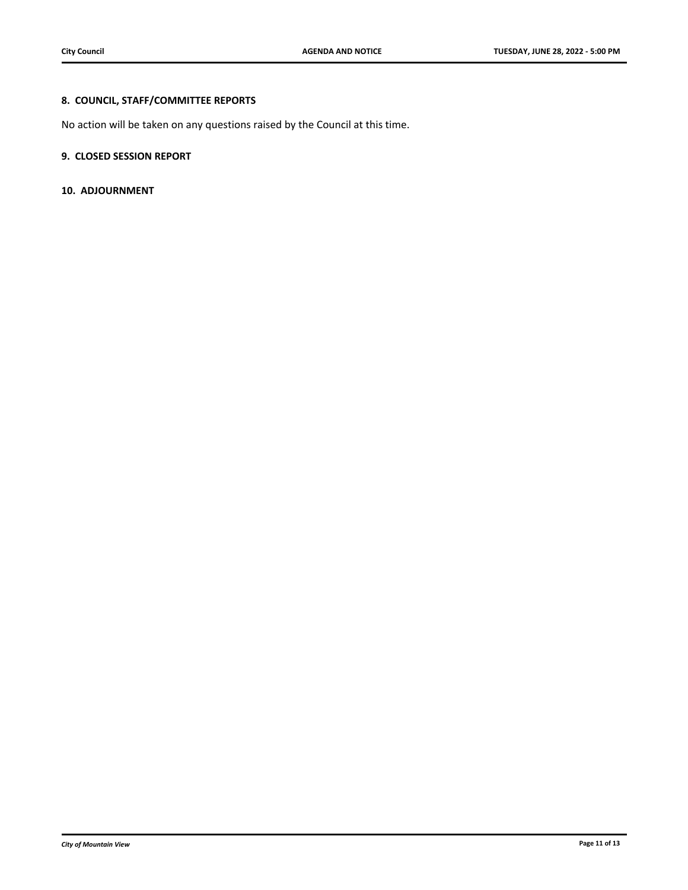## 8. COUNCIL, STAFF/COMMITTEE REPORTS

No action will be taken on any questions raised by the Council at this time.

## 9. CLOSED SESSION REPORT

## 10. ADJOURNMENT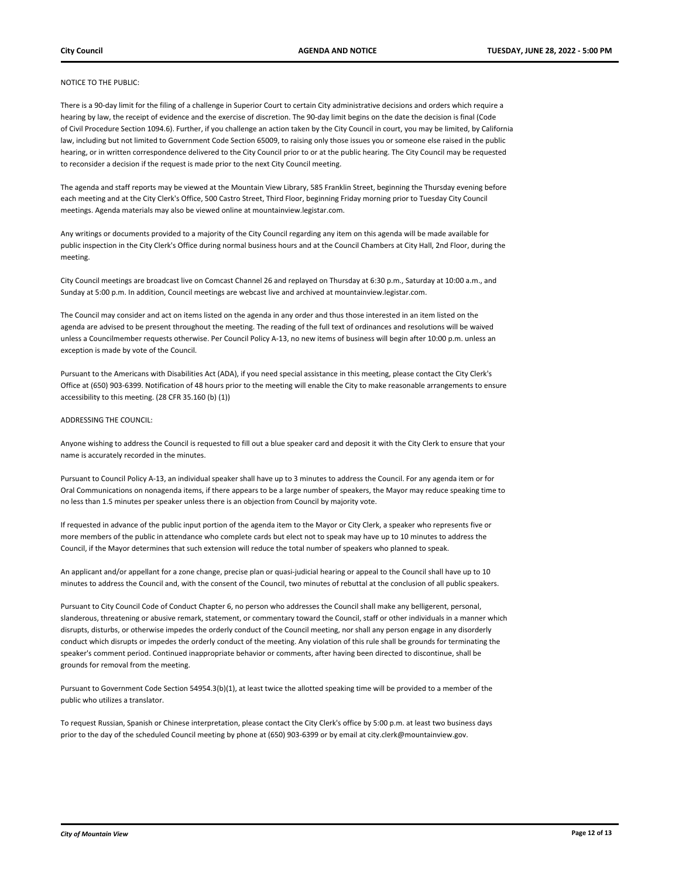NOTICE TO THE PUBLIC:

There is a 90-day limit for the filing of a challenge in Superior Court to certain City administrative decisions and orders which require a hearing by law, the receipt of evidence and the exercise of discretion. The 90-day limit begins on the date the decision is final (Code of Civil Procedure Section 1094.6). Further, if you challenge an action taken by the City Council in court, you may be limited, by California law, including but not limited to Government Code Section 65009, to raising only those issues you or someone else raised in the public hearing, or in written correspondence delivered to the City Council prior to or at the public hearing. The City Council may be requested to reconsider a decision if the request is made prior to the next City Council meeting.

The agenda and staff reports may be viewed at the Mountain View Library, 585 Franklin Street, beginning the Thursday evening before each meeting and at the City Clerk's Office, 500 Castro Street, Third Floor, beginning Friday morning prior to Tuesday City Council meetings. Agenda materials may also be viewed online at mountainview.legistar.com.

Any writings or documents provided to a majority of the City Council regarding any item on this agenda will be made available for public inspection in the City Clerk's Office during normal business hours and at the Council Chambers at City Hall, 2nd Floor, during the meeting.

City Council meetings are broadcast live on Comcast Channel 26 and replayed on Thursday at 6:30 p.m., Saturday at 10:00 a.m., and Sunday at 5:00 p.m. In addition, Council meetings are webcast live and archived at mountainview.legistar.com.

The Council may consider and act on items listed on the agenda in any order and thus those interested in an item listed on the agenda are advised to be present throughout the meeting. The reading of the full text of ordinances and resolutions will be waived unless a Councilmember requests otherwise. Per Council Policy A-13, no new items of business will begin after 10:00 p.m. unless an exception is made by vote of the Council.

Pursuant to the Americans with Disabilities Act (ADA), if you need special assistance in this meeting, please contact the City Clerk's Office at (650) 903-6399. Notification of 48 hours prior to the meeting will enable the City to make reasonable arrangements to ensure accessibility to this meeting. (28 CFR 35.160 (b) (1))

ADDRESSING THE COUNCIL:

Anyone wishing to address the Council is requested to fill out a blue speaker card and deposit it with the City Clerk to ensure that your name is accurately recorded in the minutes.

Pursuant to Council Policy A-13, an individual speaker shall have up to 3 minutes to address the Council. For any agenda item or for Oral Communications on nonagenda items, if there appears to be a large number of speakers, the Mayor may reduce speaking time to no less than 1.5 minutes per speaker unless there is an objection from Council by majority vote.

If requested in advance of the public input portion of the agenda item to the Mayor or City Clerk, a speaker who represents five or more members of the public in attendance who complete cards but elect not to speak may have up to 10 minutes to address the Council, if the Mayor determines that such extension will reduce the total number of speakers who planned to speak.

An applicant and/or appellant for a zone change, precise plan or quasi-judicial hearing or appeal to the Council shall have up to 10 minutes to address the Council and, with the consent of the Council, two minutes of rebuttal at the conclusion of all public speakers.

Pursuant to City Council Code of Conduct Chapter 6, no person who addresses the Council shall make any belligerent, personal, slanderous, threatening or abusive remark, statement, or commentary toward the Council, staff or other individuals in a manner which disrupts, disturbs, or otherwise impedes the orderly conduct of the Council meeting, nor shall any person engage in any disorderly conduct which disrupts or impedes the orderly conduct of the meeting. Any violation of this rule shall be grounds for terminating the speaker's comment period. Continued inappropriate behavior or comments, after having been directed to discontinue, shall be grounds for removal from the meeting.

Pursuant to Government Code Section 54954.3(b)(1), at least twice the allotted speaking time will be provided to a member of the public who utilizes a translator.

To request Russian, Spanish or Chinese interpretation, please contact the City Clerk's office by 5:00 p.m. at least two business days prior to the day of the scheduled Council meeting by phone at (650) 903-6399 or by email at city.clerk@mountainview.gov.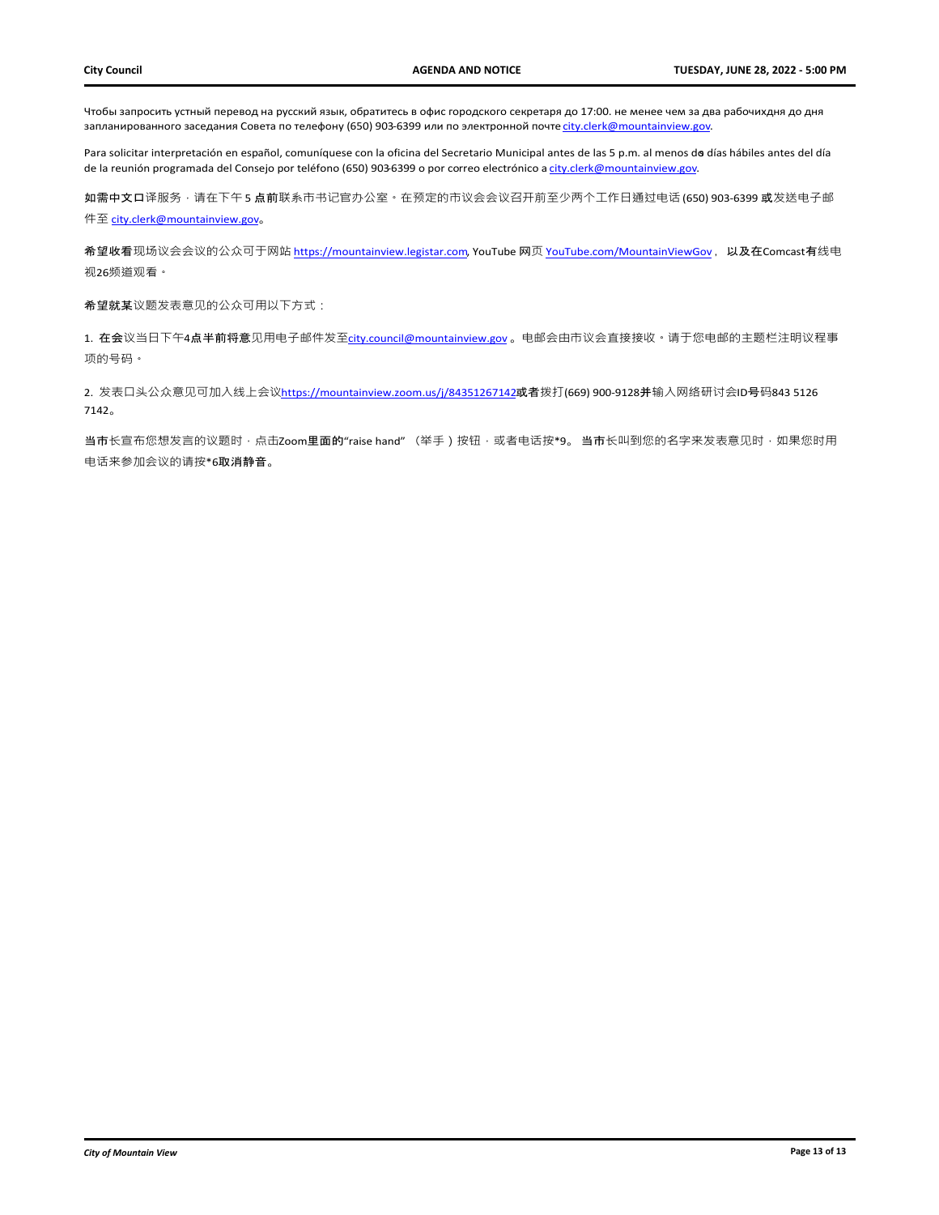Чтобы запросить устный перевод на русский язык, обратитесь в офис городского секретаря до 17:00. не менее чем за два рабочихдня до дня запланированного заседания Совета по телефону (650) 903-6399 или по электронной почте city.clerk@mountainview.gov.

Para solicitar interpretación en español, comuníquese con la oficina del Secretario Municipal antes de las 5 p.m. al menos dos días hábiles antes del día de la reunión programada del Consejo por teléfono (650) 903-6399 o por correo electrónico a city.clerk@mountainview.gov.

如需中文口译服务，请在下午 5 点前联系市书记官办公室。在预定的市议会会议召开前至少两个工作日通过电话 (650) 903-6399 或发送电子邮件至 city.clerk@mountainview.gov。

希望收看现场议会会议的公众可于网站 https://mountainview.legistar.com, YouTube 网页 YouTube.com/MountainViewGov， 以及在Comcast有线电视26频道观看。

希望就某议题发表意见的公众可用以下方式：

1. 在会议当日下午4点半前将意见用电子邮件发至city.council@mountainview.gov 。电邮会由市议会直接接收。请于您电邮的主题栏注明议程事项的号码。

2. 发表口头公众意见可加入线上会议https://mountainview.zoom.us/j/84351267142或者拨打(669) 900-9128并输入网络研讨会ID号码843 5126 7142。

当市长宣布您想发言的议题时，点击Zoom里面的"raise hand" （举手）按钮，或者电话按*9。 当市长叫到您的名字来发表意见时，如果您时用电话来参加会议的请按*6取消静音。